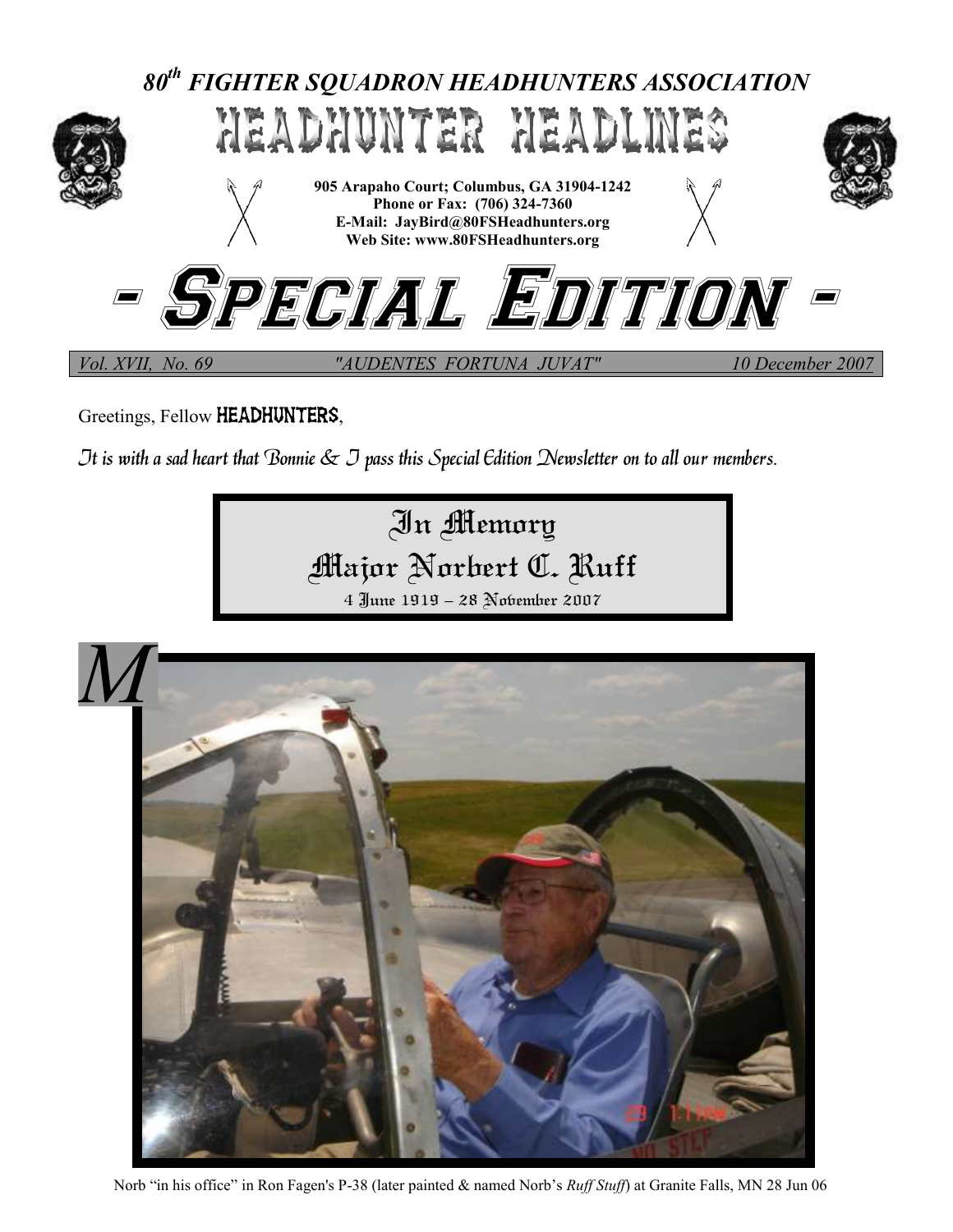# 80th FIGHTER SQUADRON HEADHUNTERS ASSOCIATION

# HEADHUNTER HEADLINES

**905 Arapaho Court; Columbus, GA 31904-1242**
**Phone or Fax: (706) 324-7360**
**E-Mail: JayBird@80FSHeadhunters.org**
**Web Site: www.80FSHeadhunters.org**

# - SPECIAL EDITION -

*Vol. XVII, No. 69* *"AUDENTES FORTUNA JUVAT"* *10 December 2007*

Greetings, Fellow **HEADHUNTERS**,

*It is with a sad heart that Bonnie & I pass this Special Edition Newsletter on to all our members.*

## In Memory
## Major Norbert C. Ruff
4 June 1919 – 28 November 2007

*M*

Norb "in his office" in Ron Fagen's P-38 (later painted & named Norb's *Ruff Stuff*) at Granite Falls, MN 28 Jun 06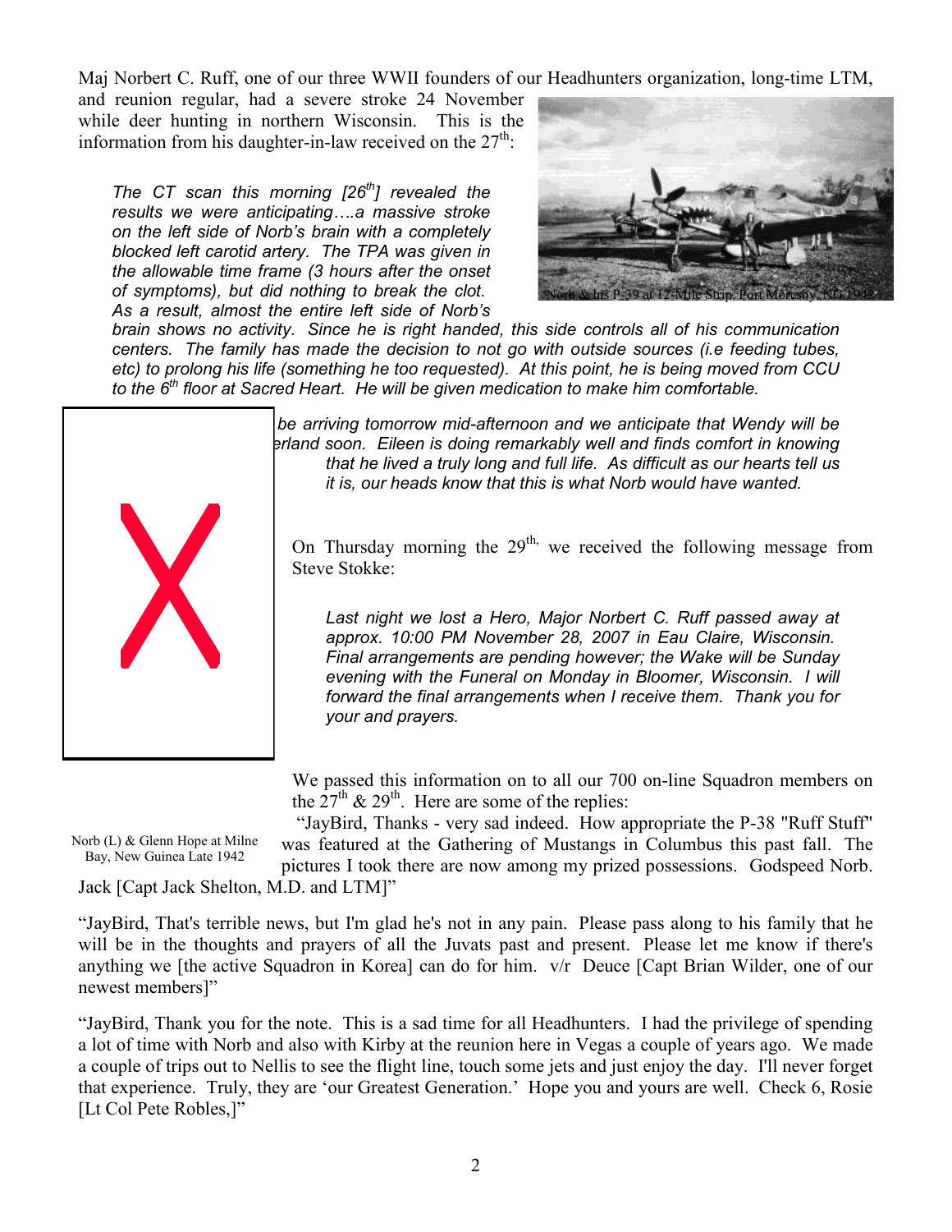Maj Norbert C. Ruff, one of our three WWII founders of our Headhunters organization, long-time LTM, and reunion regular, had a severe stroke 24 November while deer hunting in northern Wisconsin. This is the information from his daughter-in-law received on the 27th:

*The CT scan this morning [26th] revealed the results we were anticipating….a massive stroke on the left side of Norb's brain with a completely blocked left carotid artery. The TPA was given in the allowable time frame (3 hours after the onset of symptoms), but did nothing to break the clot. As a result, almost the entire left side of Norb's brain shows no activity. Since he is right handed, this side controls all of his communication centers. The family has made the decision to not go with outside sources (i.e feeding tubes, etc) to prolong his life (something he too requested). At this point, he is being moved from CCU to the 6th floor at Sacred Heart. He will be given medication to make him comfortable.*

Norb & his P-39 at 12-Mile Strip, Port Moresby, NG, 1942

*be arriving tomorrow mid-afternoon and we anticipate that Wendy will be erland soon. Eileen is doing remarkably well and finds comfort in knowing that he lived a truly long and full life. As difficult as our hearts tell us it is, our heads know that this is what Norb would have wanted.*

On Thursday morning the 29th, we received the following message from Steve Stokke:

*Last night we lost a Hero, Major Norbert C. Ruff passed away at approx. 10:00 PM November 28, 2007 in Eau Claire, Wisconsin. Final arrangements are pending however; the Wake will be Sunday evening with the Funeral on Monday in Bloomer, Wisconsin. I will forward the final arrangements when I receive them. Thank you for your and prayers.*

Norb (L) & Glenn Hope at Milne Bay, New Guinea Late 1942

We passed this information on to all our 700 on-line Squadron members on the 27th & 29th. Here are some of the replies:

"JayBird, Thanks - very sad indeed. How appropriate the P-38 "Ruff Stuff" was featured at the Gathering of Mustangs in Columbus this past fall. The pictures I took there are now among my prized possessions. Godspeed Norb. Jack [Capt Jack Shelton, M.D. and LTM]"

"JayBird, That's terrible news, but I'm glad he's not in any pain. Please pass along to his family that he will be in the thoughts and prayers of all the Juvats past and present. Please let me know if there's anything we [the active Squadron in Korea] can do for him. v/r Deuce [Capt Brian Wilder, one of our newest members]"

"JayBird, Thank you for the note. This is a sad time for all Headhunters. I had the privilege of spending a lot of time with Norb and also with Kirby at the reunion here in Vegas a couple of years ago. We made a couple of trips out to Nellis to see the flight line, touch some jets and just enjoy the day. I'll never forget that experience. Truly, they are 'our Greatest Generation.' Hope you and yours are well. Check 6, Rosie [Lt Col Pete Robles,]"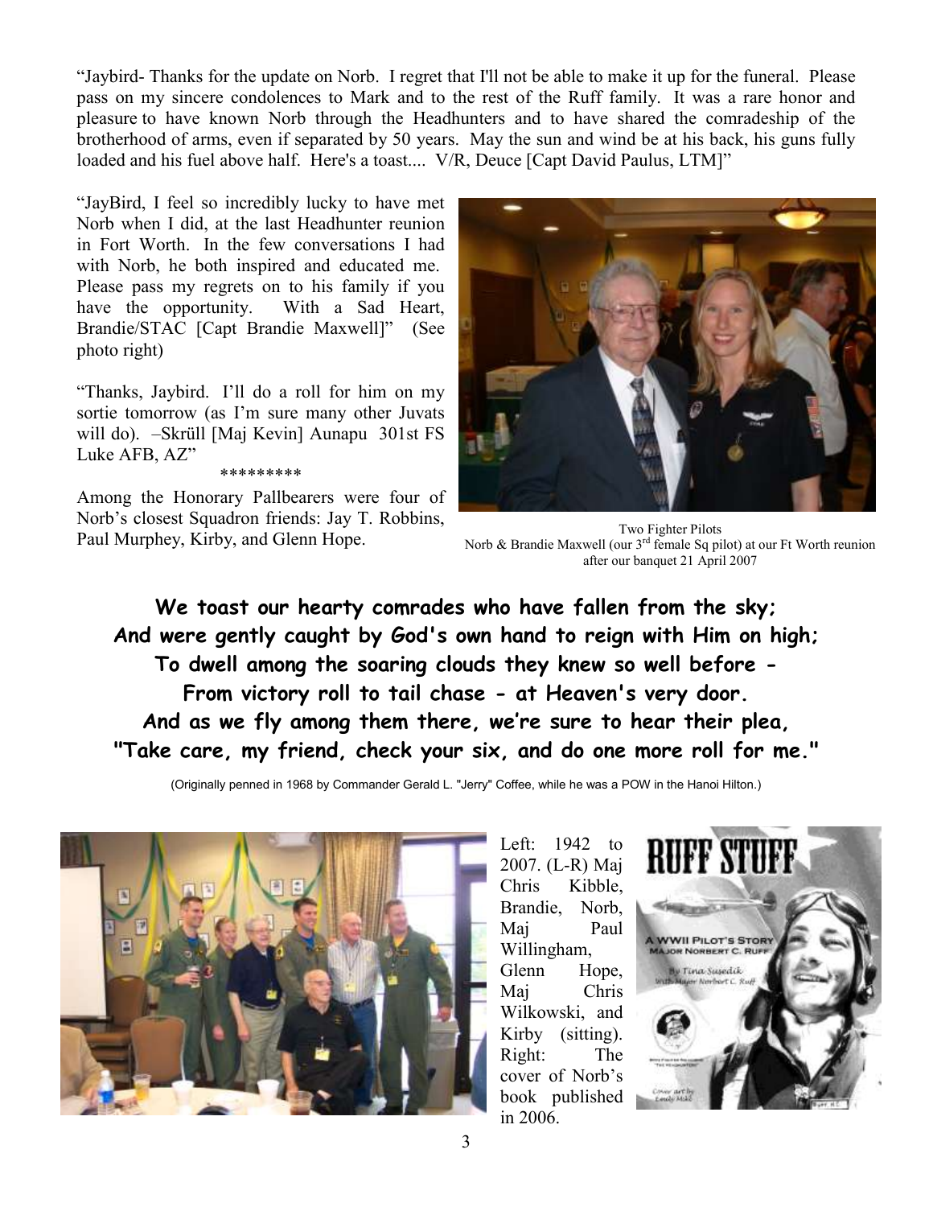"Jaybird- Thanks for the update on Norb. I regret that I'll not be able to make it up for the funeral. Please pass on my sincere condolences to Mark and to the rest of the Ruff family. It was a rare honor and pleasure to have known Norb through the Headhunters and to have shared the comradeship of the brotherhood of arms, even if separated by 50 years. May the sun and wind be at his back, his guns fully loaded and his fuel above half. Here's a toast.... V/R, Deuce [Capt David Paulus, LTM]"

"JayBird, I feel so incredibly lucky to have met Norb when I did, at the last Headhunter reunion in Fort Worth. In the few conversations I had with Norb, he both inspired and educated me. Please pass my regrets on to his family if you have the opportunity. With a Sad Heart, Brandie/STAC [Capt Brandie Maxwell]" (See photo right)

"Thanks, Jaybird. I'll do a roll for him on my sortie tomorrow (as I'm sure many other Juvats will do). –Skrüll [Maj Kevin] Aunapu 301st FS Luke AFB, AZ"

*********

Among the Honorary Pallbearers were four of Norb's closest Squadron friends: Jay T. Robbins, Paul Murphey, Kirby, and Glenn Hope.

Two Fighter Pilots
Norb & Brandie Maxwell (our 3rd female Sq pilot) at our Ft Worth reunion after our banquet 21 April 2007

**We toast our hearty comrades who have fallen from the sky;**
**And were gently caught by God's own hand to reign with Him on high;**
**To dwell among the soaring clouds they knew so well before -**
**From victory roll to tail chase - at Heaven's very door.**
**And as we fly among them there, we're sure to hear their plea,**
**"Take care, my friend, check your six, and do one more roll for me."**

(Originally penned in 1968 by Commander Gerald L. "Jerry" Coffee, while he was a POW in the Hanoi Hilton.)

Left: 1942 to 2007. (L-R) Maj Chris Kibble, Brandie, Norb, Maj Paul Willingham, Glenn Hope, Maj Chris Wilkowski, and Kirby (sitting). Right: The cover of Norb's book published in 2006.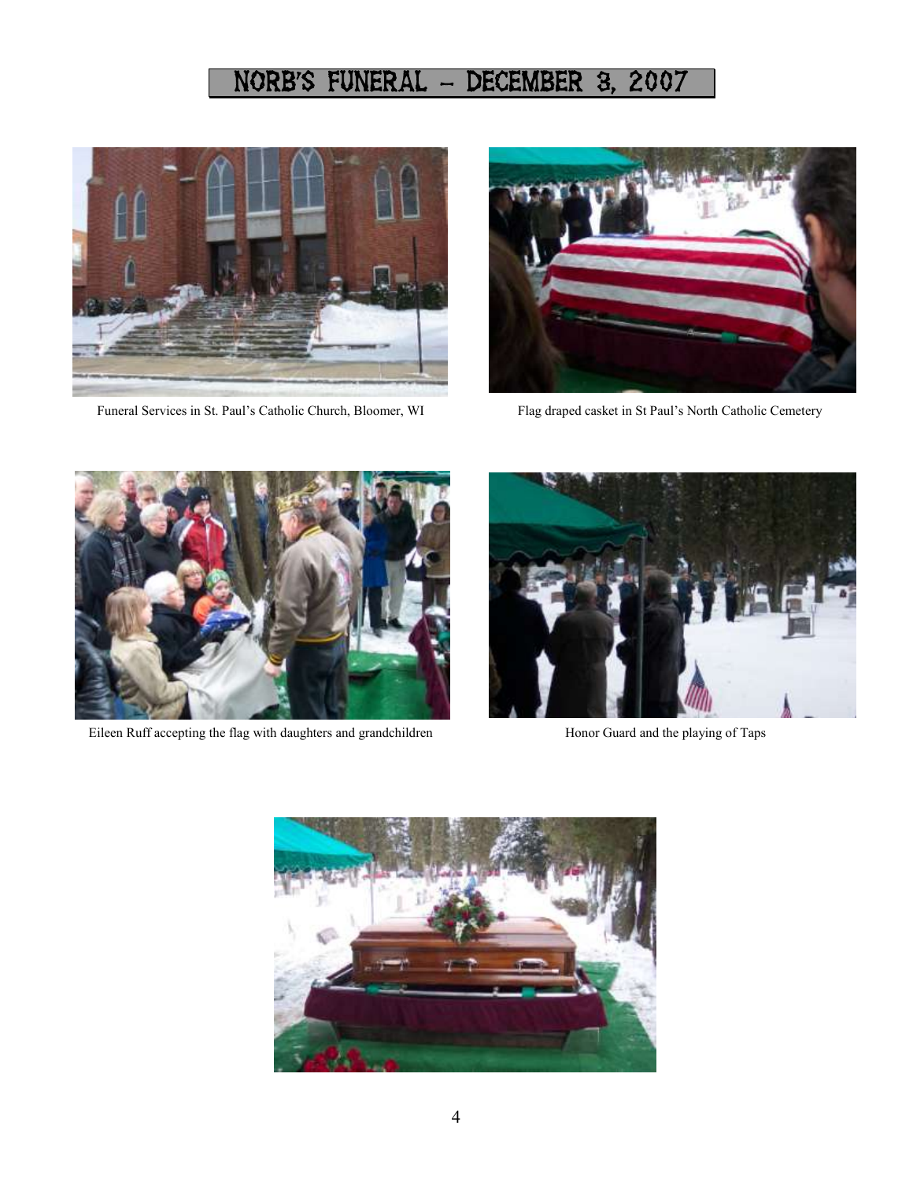# NORB'S FUNERAL – DECEMBER 3, 2007

Funeral Services in St. Paul's Catholic Church, Bloomer, WI

Flag draped casket in St Paul's North Catholic Cemetery

Eileen Ruff accepting the flag with daughters and grandchildren

Honor Guard and the playing of Taps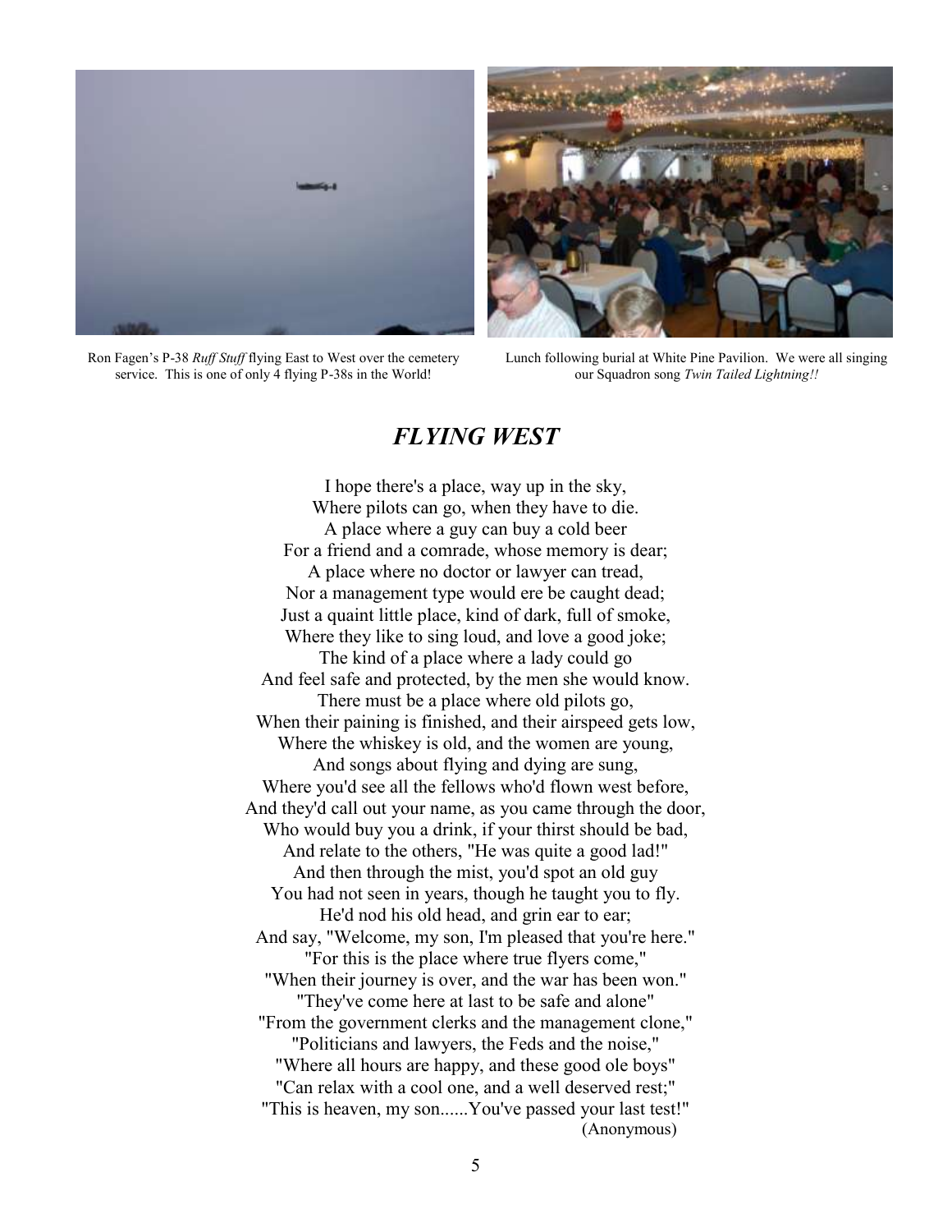Ron Fagen's P-38 *Ruff Stuff* flying East to West over the cemetery service. This is one of only 4 flying P-38s in the World!

Lunch following burial at White Pine Pavilion. We were all singing our Squadron song *Twin Tailed Lightning!!*

## *FLYING WEST*

I hope there's a place, way up in the sky,
Where pilots can go, when they have to die.
A place where a guy can buy a cold beer
For a friend and a comrade, whose memory is dear;
A place where no doctor or lawyer can tread,
Nor a management type would ere be caught dead;
Just a quaint little place, kind of dark, full of smoke,
Where they like to sing loud, and love a good joke;
The kind of a place where a lady could go
And feel safe and protected, by the men she would know.
There must be a place where old pilots go,
When their paining is finished, and their airspeed gets low,
Where the whiskey is old, and the women are young,
And songs about flying and dying are sung,
Where you'd see all the fellows who'd flown west before,
And they'd call out your name, as you came through the door,
Who would buy you a drink, if your thirst should be bad,
And relate to the others, "He was quite a good lad!"
And then through the mist, you'd spot an old guy
You had not seen in years, though he taught you to fly.
He'd nod his old head, and grin ear to ear;
And say, "Welcome, my son, I'm pleased that you're here."
"For this is the place where true flyers come,"
"When their journey is over, and the war has been won."
"They've come here at last to be safe and alone"
"From the government clerks and the management clone,"
"Politicians and lawyers, the Feds and the noise,"
"Where all hours are happy, and these good ole boys"
"Can relax with a cool one, and a well deserved rest;"
"This is heaven, my son......You've passed your last test!"

(Anonymous)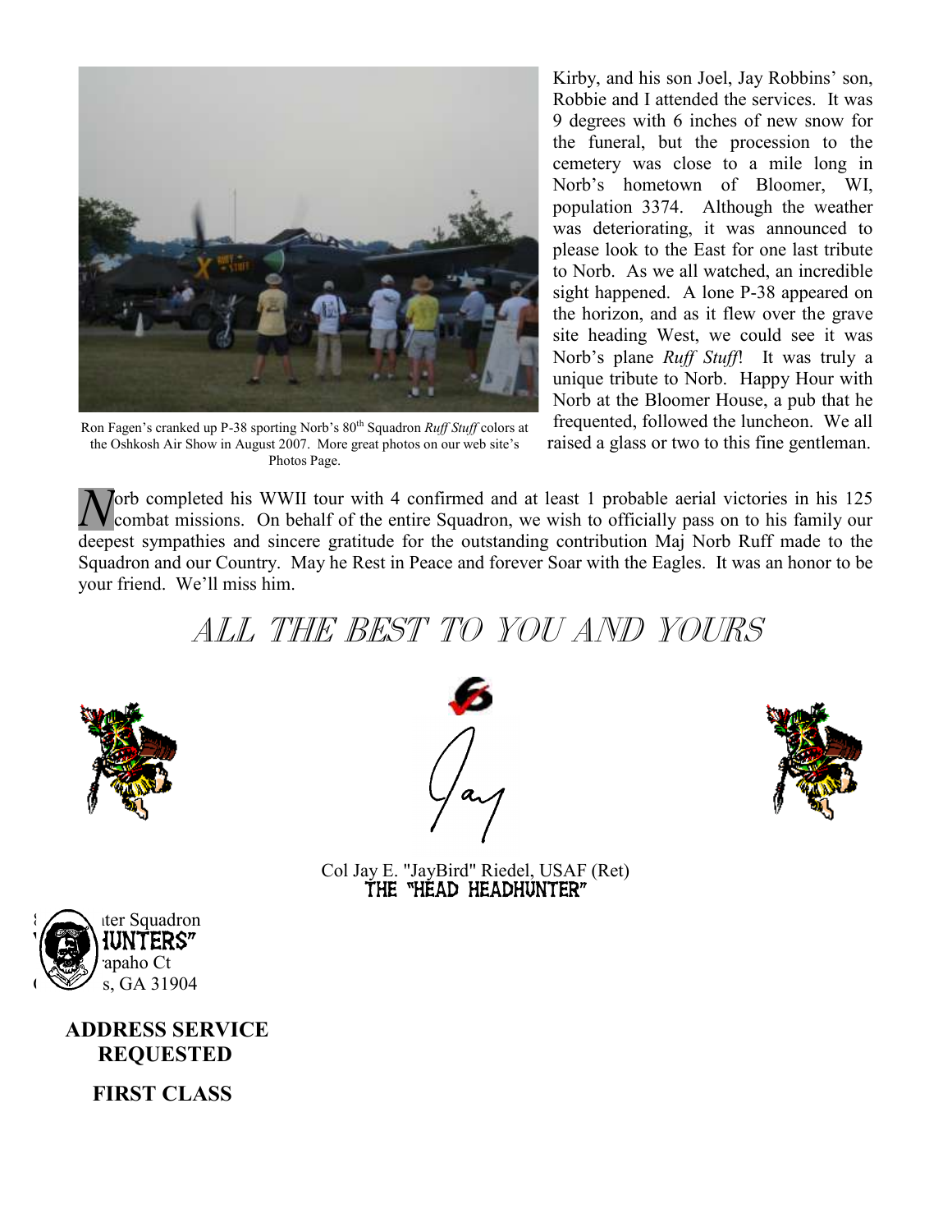Ron Fagen's cranked up P-38 sporting Norb's 80th Squadron *Ruff Stuff* colors at the Oshkosh Air Show in August 2007. More great photos on our web site's Photos Page.

Kirby, and his son Joel, Jay Robbins' son, Robbie and I attended the services. It was 9 degrees with 6 inches of new snow for the funeral, but the procession to the cemetery was close to a mile long in Norb's hometown of Bloomer, WI, population 3374. Although the weather was deteriorating, it was announced to please look to the East for one last tribute to Norb. As we all watched, an incredible sight happened. A lone P-38 appeared on the horizon, and as it flew over the grave site heading West, we could see it was Norb's plane *Ruff Stuff*! It was truly a unique tribute to Norb. Happy Hour with Norb at the Bloomer House, a pub that he frequented, followed the luncheon. We all raised a glass or two to this fine gentleman.

Norb completed his WWII tour with 4 confirmed and at least 1 probable aerial victories in his 125 combat missions. On behalf of the entire Squadron, we wish to officially pass on to his family our deepest sympathies and sincere gratitude for the outstanding contribution Maj Norb Ruff made to the Squadron and our Country. May he Rest in Peace and forever Soar with the Eagles. It was an honor to be your friend. We'll miss him.

## ALL THE BEST TO YOU AND YOURS

Jay

Col Jay E. "JayBird" Riedel, USAF (Ret)
THE "HEAD HEADHUNTER"

...ter Squadron
...HUNTERS"
...apaho Ct
...s, GA 31904

**ADDRESS SERVICE REQUESTED**

**FIRST CLASS**